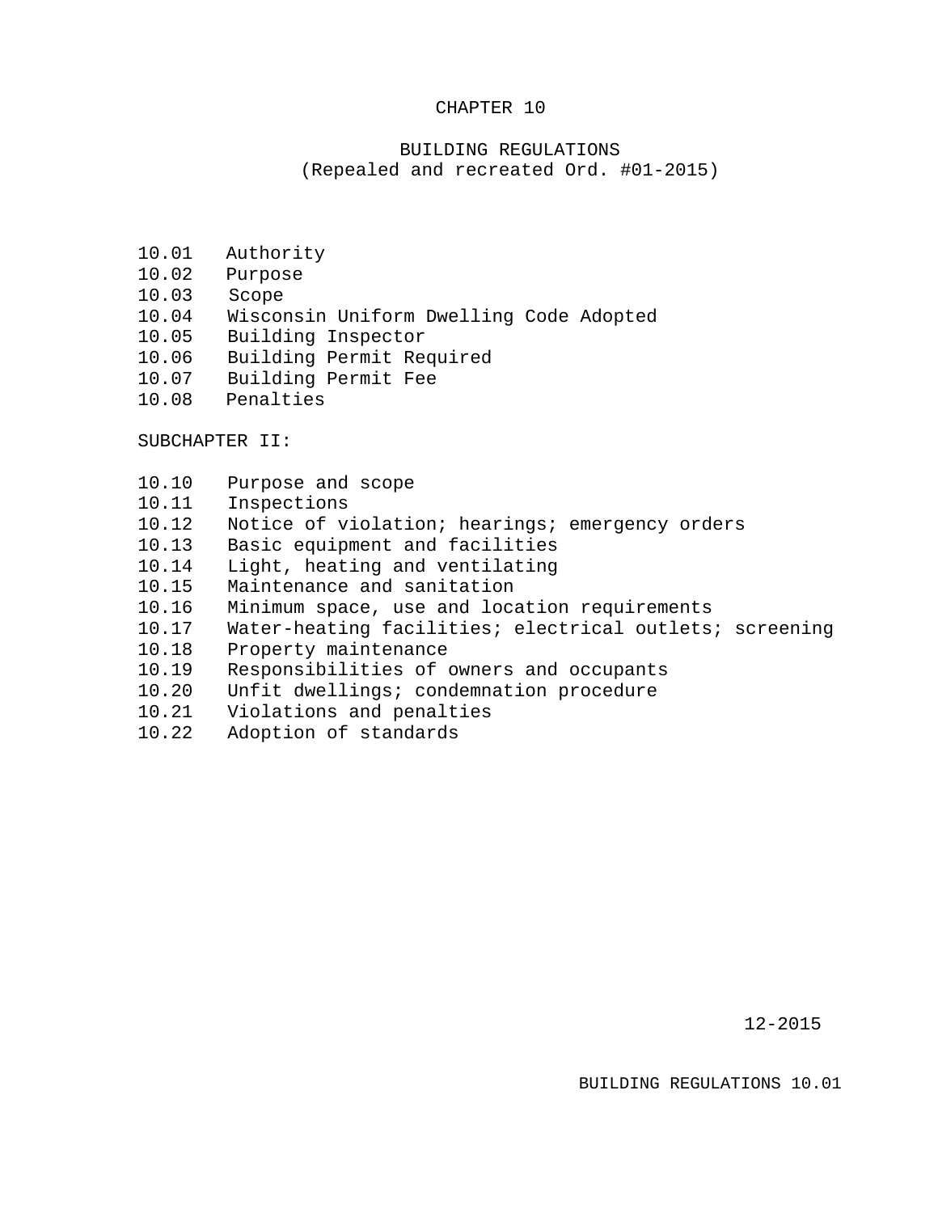# CHAPTER 10

## BUILDING REGULATIONS

(Repealed and recreated Ord. #01-2015)

10.01 Authority
10.02 Purpose
10.03 Scope
10.04 Wisconsin Uniform Dwelling Code Adopted
10.05 Building Inspector
10.06 Building Permit Required
10.07 Building Permit Fee
10.08 Penalties

SUBCHAPTER II:

10.10 Purpose and scope
10.11 Inspections
10.12 Notice of violation; hearings; emergency orders
10.13 Basic equipment and facilities
10.14 Light, heating and ventilating
10.15 Maintenance and sanitation
10.16 Minimum space, use and location requirements
10.17 Water-heating facilities; electrical outlets; screening
10.18 Property maintenance
10.19 Responsibilities of owners and occupants
10.20 Unfit dwellings; condemnation procedure
10.21 Violations and penalties
10.22 Adoption of standards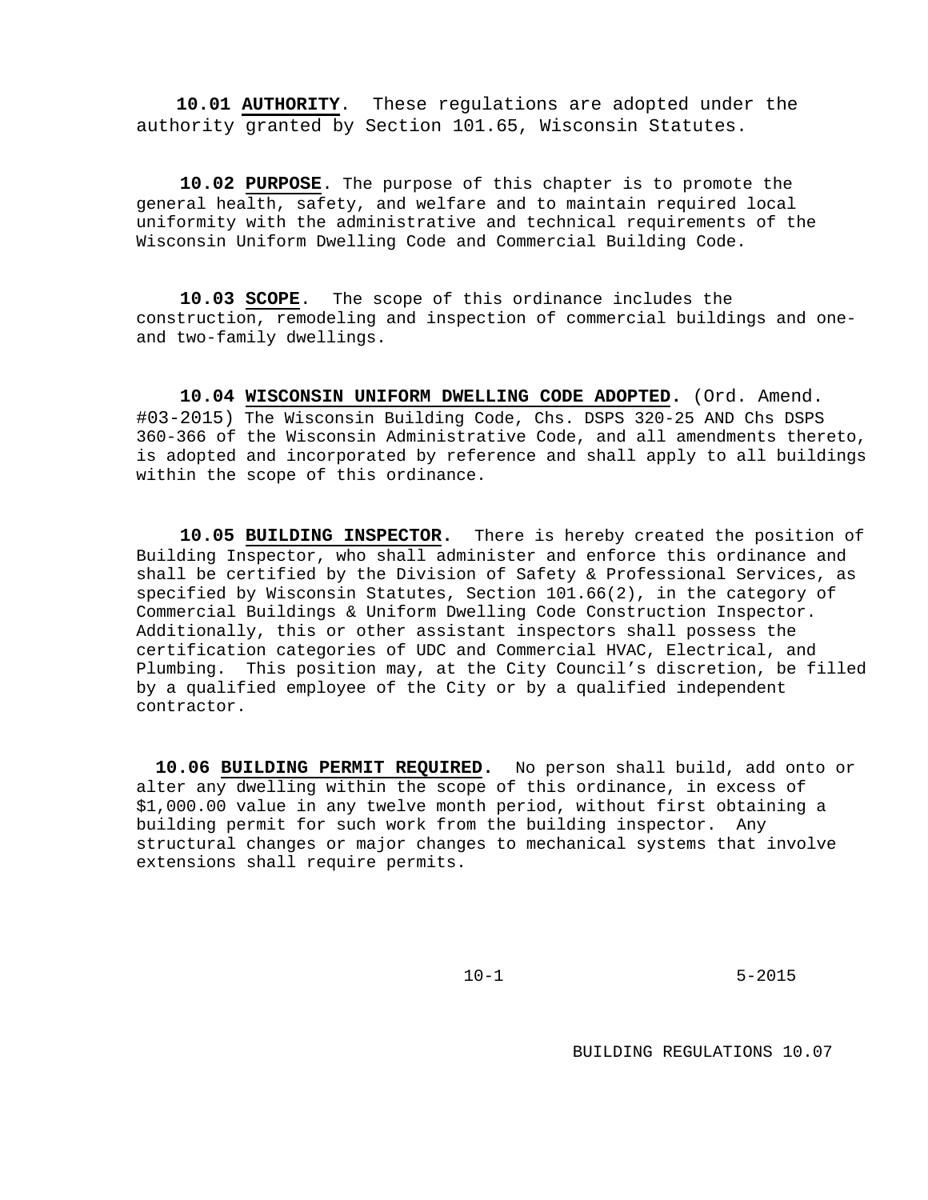**10.01 AUTHORITY**. These regulations are adopted under the authority granted by Section 101.65, Wisconsin Statutes.

**10.02 PURPOSE.** The purpose of this chapter is to promote the general health, safety, and welfare and to maintain required local uniformity with the administrative and technical requirements of the Wisconsin Uniform Dwelling Code and Commercial Building Code.

**10.03 SCOPE**. The scope of this ordinance includes the construction, remodeling and inspection of commercial buildings and one-and two-family dwellings.

**10.04 WISCONSIN UNIFORM DWELLING CODE ADOPTED.** (Ord. Amend. #03-2015) The Wisconsin Building Code, Chs. DSPS 320-25 AND Chs DSPS 360-366 of the Wisconsin Administrative Code, and all amendments thereto, is adopted and incorporated by reference and shall apply to all buildings within the scope of this ordinance.

**10.05 BUILDING INSPECTOR.** There is hereby created the position of Building Inspector, who shall administer and enforce this ordinance and shall be certified by the Division of Safety & Professional Services, as specified by Wisconsin Statutes, Section 101.66(2), in the category of Commercial Buildings & Uniform Dwelling Code Construction Inspector. Additionally, this or other assistant inspectors shall possess the certification categories of UDC and Commercial HVAC, Electrical, and Plumbing. This position may, at the City Council's discretion, be filled by a qualified employee of the City or by a qualified independent contractor.

**10.06 BUILDING PERMIT REQUIRED.** No person shall build, add onto or alter any dwelling within the scope of this ordinance, in excess of $1,000.00 value in any twelve month period, without first obtaining a building permit for such work from the building inspector. Any structural changes or major changes to mechanical systems that involve extensions shall require permits.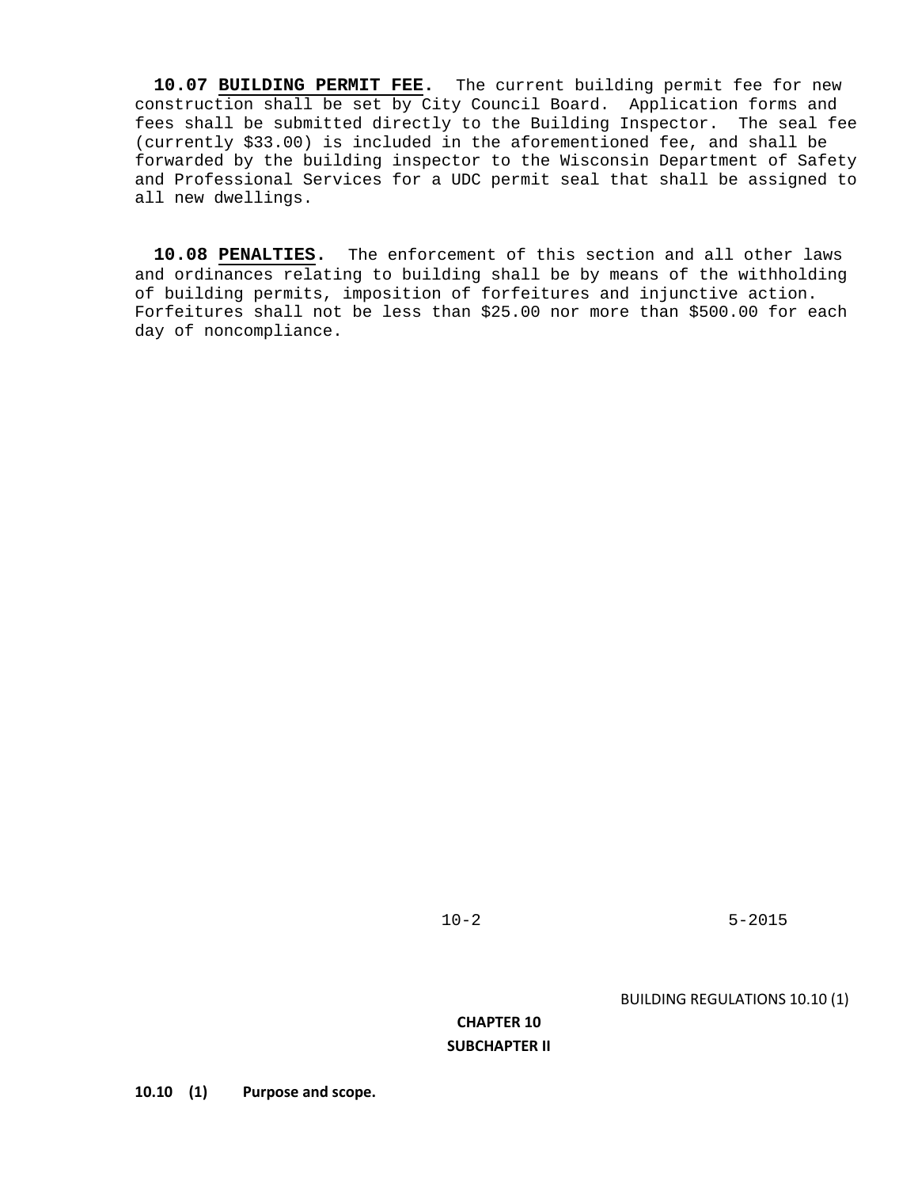**10.07 BUILDING PERMIT FEE.** The current building permit fee for new construction shall be set by City Council Board. Application forms and fees shall be submitted directly to the Building Inspector. The seal fee (currently $33.00) is included in the aforementioned fee, and shall be forwarded by the building inspector to the Wisconsin Department of Safety and Professional Services for a UDC permit seal that shall be assigned to all new dwellings.

**10.08 PENALTIES.** The enforcement of this section and all other laws and ordinances relating to building shall be by means of the withholding of building permits, imposition of forfeitures and injunctive action. Forfeitures shall not be less than $25.00 nor more than $500.00 for each day of noncompliance.

## CHAPTER 10

## SUBCHAPTER II

**10.10 (1) Purpose and scope.**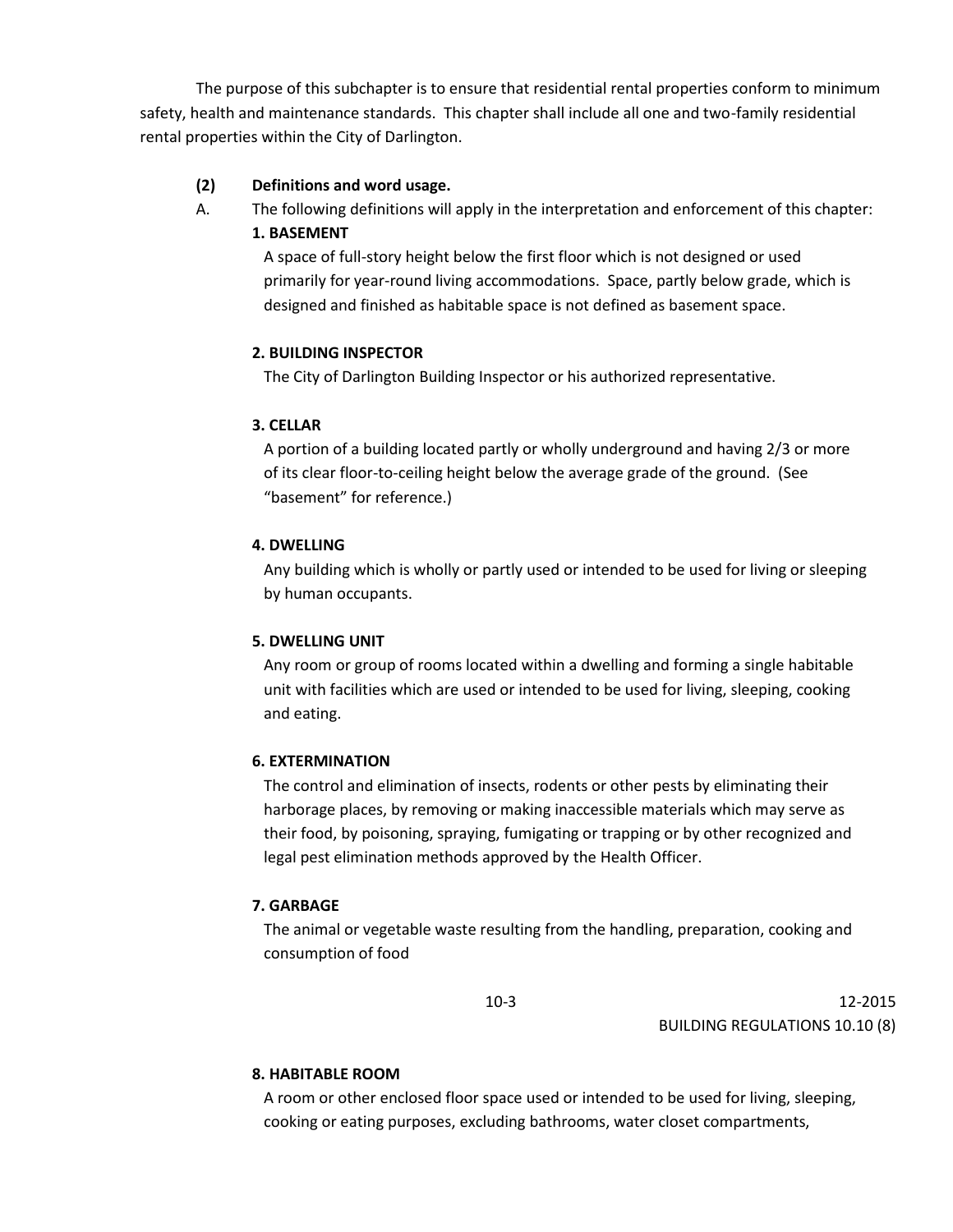The purpose of this subchapter is to ensure that residential rental properties conform to minimum safety, health and maintenance standards. This chapter shall include all one and two-family residential rental properties within the City of Darlington.

**(2) Definitions and word usage.**

A. The following definitions will apply in the interpretation and enforcement of this chapter:

**1. BASEMENT**

A space of full-story height below the first floor which is not designed or used primarily for year-round living accommodations. Space, partly below grade, which is designed and finished as habitable space is not defined as basement space.

**2. BUILDING INSPECTOR**

The City of Darlington Building Inspector or his authorized representative.

**3. CELLAR**

A portion of a building located partly or wholly underground and having 2/3 or more of its clear floor-to-ceiling height below the average grade of the ground. (See "basement" for reference.)

**4. DWELLING**

Any building which is wholly or partly used or intended to be used for living or sleeping by human occupants.

**5. DWELLING UNIT**

Any room or group of rooms located within a dwelling and forming a single habitable unit with facilities which are used or intended to be used for living, sleeping, cooking and eating.

**6. EXTERMINATION**

The control and elimination of insects, rodents or other pests by eliminating their harborage places, by removing or making inaccessible materials which may serve as their food, by poisoning, spraying, fumigating or trapping or by other recognized and legal pest elimination methods approved by the Health Officer.

**7. GARBAGE**

The animal or vegetable waste resulting from the handling, preparation, cooking and consumption of food

**8. HABITABLE ROOM**

A room or other enclosed floor space used or intended to be used for living, sleeping, cooking or eating purposes, excluding bathrooms, water closet compartments,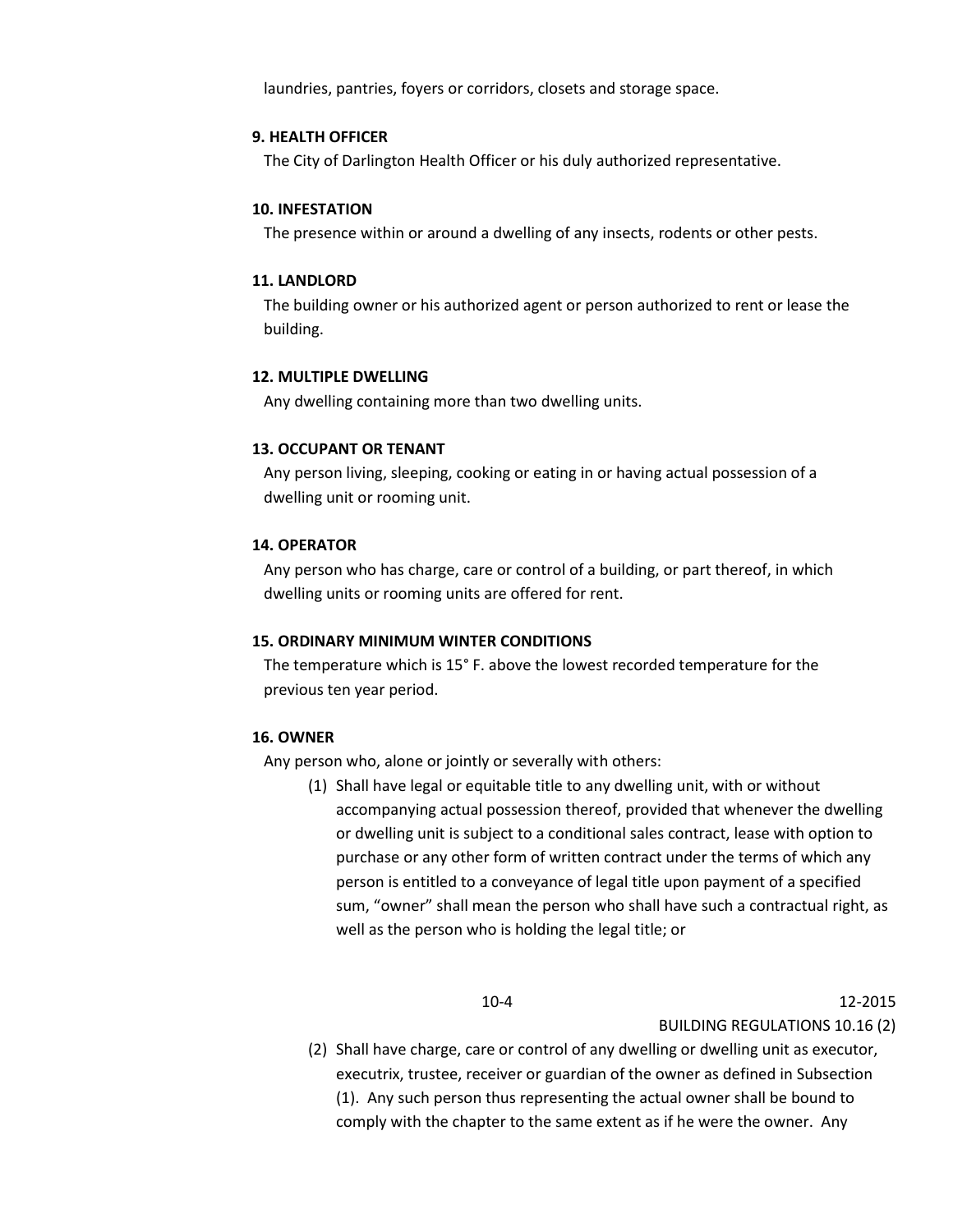laundries, pantries, foyers or corridors, closets and storage space.

**9. HEALTH OFFICER**

The City of Darlington Health Officer or his duly authorized representative.

**10. INFESTATION**

The presence within or around a dwelling of any insects, rodents or other pests.

**11. LANDLORD**

The building owner or his authorized agent or person authorized to rent or lease the building.

**12. MULTIPLE DWELLING**

Any dwelling containing more than two dwelling units.

**13. OCCUPANT OR TENANT**

Any person living, sleeping, cooking or eating in or having actual possession of a dwelling unit or rooming unit.

**14. OPERATOR**

Any person who has charge, care or control of a building, or part thereof, in which dwelling units or rooming units are offered for rent.

**15. ORDINARY MINIMUM WINTER CONDITIONS**

The temperature which is 15° F. above the lowest recorded temperature for the previous ten year period.

**16. OWNER**

Any person who, alone or jointly or severally with others:

(1) Shall have legal or equitable title to any dwelling unit, with or without accompanying actual possession thereof, provided that whenever the dwelling or dwelling unit is subject to a conditional sales contract, lease with option to purchase or any other form of written contract under the terms of which any person is entitled to a conveyance of legal title upon payment of a specified sum, "owner" shall mean the person who shall have such a contractual right, as well as the person who is holding the legal title; or

(2) Shall have charge, care or control of any dwelling or dwelling unit as executor, executrix, trustee, receiver or guardian of the owner as defined in Subsection (1). Any such person thus representing the actual owner shall be bound to comply with the chapter to the same extent as if he were the owner. Any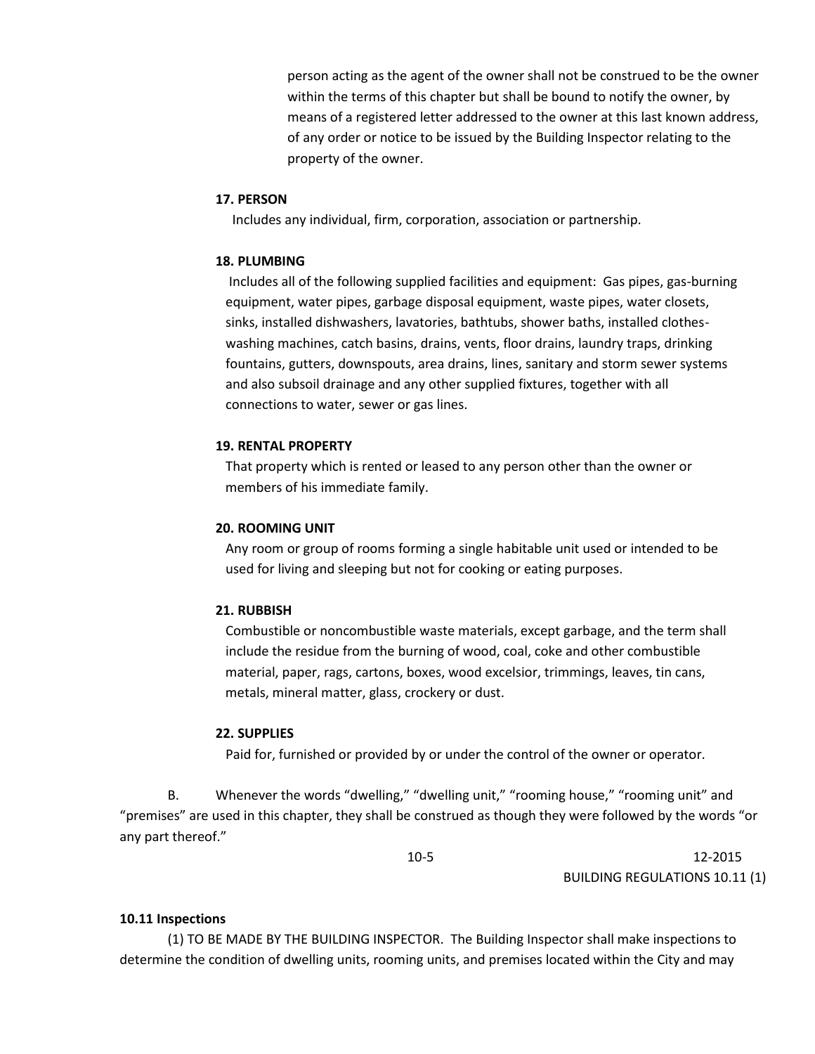person acting as the agent of the owner shall not be construed to be the owner within the terms of this chapter but shall be bound to notify the owner, by means of a registered letter addressed to the owner at this last known address, of any order or notice to be issued by the Building Inspector relating to the property of the owner.

**17. PERSON**

Includes any individual, firm, corporation, association or partnership.

**18. PLUMBING**

Includes all of the following supplied facilities and equipment: Gas pipes, gas-burning equipment, water pipes, garbage disposal equipment, waste pipes, water closets, sinks, installed dishwashers, lavatories, bathtubs, shower baths, installed clothes-washing machines, catch basins, drains, vents, floor drains, laundry traps, drinking fountains, gutters, downspouts, area drains, lines, sanitary and storm sewer systems and also subsoil drainage and any other supplied fixtures, together with all connections to water, sewer or gas lines.

**19. RENTAL PROPERTY**

That property which is rented or leased to any person other than the owner or members of his immediate family.

**20. ROOMING UNIT**

Any room or group of rooms forming a single habitable unit used or intended to be used for living and sleeping but not for cooking or eating purposes.

**21. RUBBISH**

Combustible or noncombustible waste materials, except garbage, and the term shall include the residue from the burning of wood, coal, coke and other combustible material, paper, rags, cartons, boxes, wood excelsior, trimmings, leaves, tin cans, metals, mineral matter, glass, crockery or dust.

**22. SUPPLIES**

Paid for, furnished or provided by or under the control of the owner or operator.

B. Whenever the words "dwelling," "dwelling unit," "rooming house," "rooming unit" and "premises" are used in this chapter, they shall be construed as though they were followed by the words "or any part thereof."

**10.11 Inspections**

(1) TO BE MADE BY THE BUILDING INSPECTOR. The Building Inspector shall make inspections to determine the condition of dwelling units, rooming units, and premises located within the City and may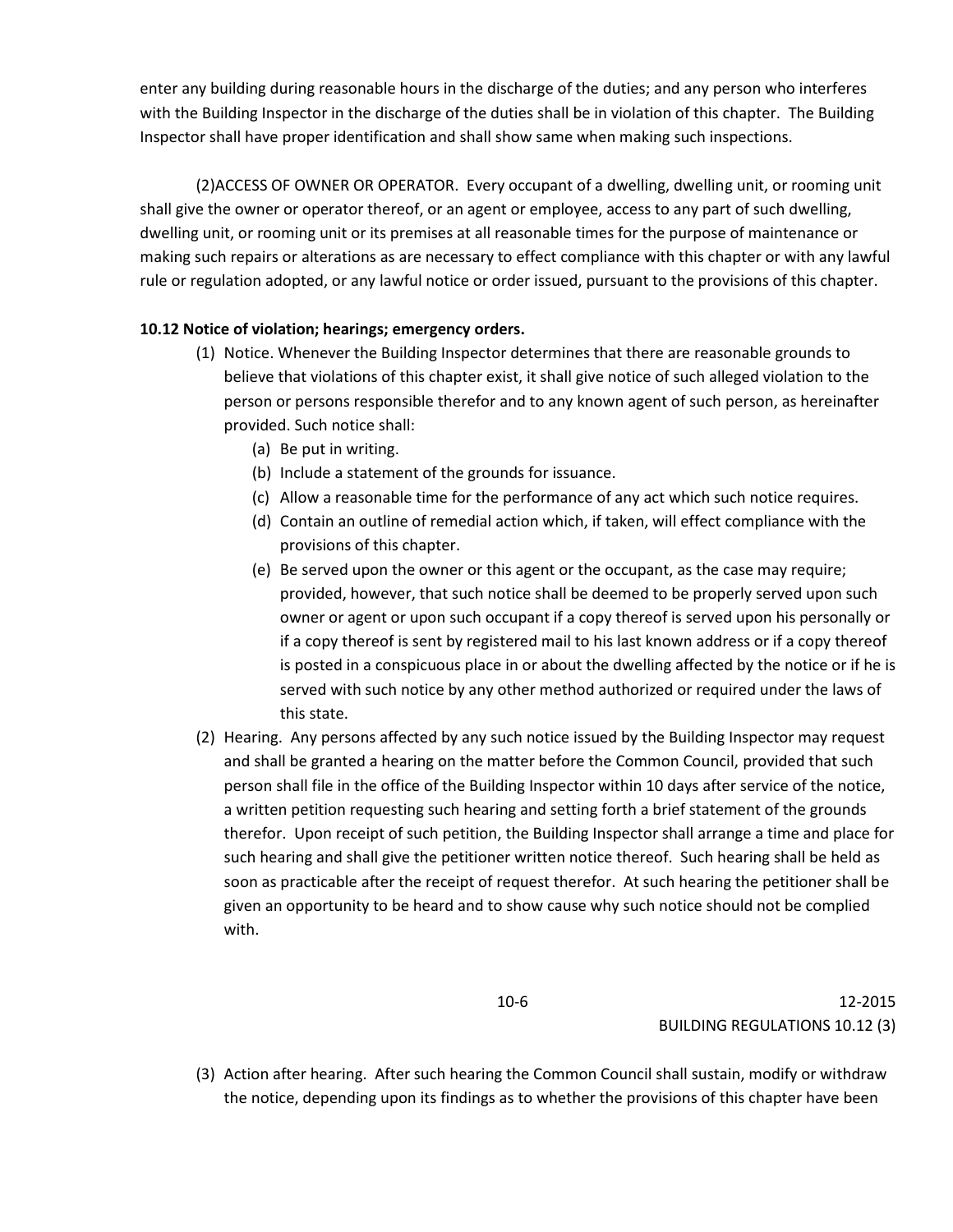enter any building during reasonable hours in the discharge of the duties; and any person who interferes with the Building Inspector in the discharge of the duties shall be in violation of this chapter. The Building Inspector shall have proper identification and shall show same when making such inspections.

(2)ACCESS OF OWNER OR OPERATOR. Every occupant of a dwelling, dwelling unit, or rooming unit shall give the owner or operator thereof, or an agent or employee, access to any part of such dwelling, dwelling unit, or rooming unit or its premises at all reasonable times for the purpose of maintenance or making such repairs or alterations as are necessary to effect compliance with this chapter or with any lawful rule or regulation adopted, or any lawful notice or order issued, pursuant to the provisions of this chapter.

**10.12 Notice of violation; hearings; emergency orders.**

(1) Notice. Whenever the Building Inspector determines that there are reasonable grounds to believe that violations of this chapter exist, it shall give notice of such alleged violation to the person or persons responsible therefor and to any known agent of such person, as hereinafter provided. Such notice shall:

   (a) Be put in writing.

   (b) Include a statement of the grounds for issuance.

   (c) Allow a reasonable time for the performance of any act which such notice requires.

   (d) Contain an outline of remedial action which, if taken, will effect compliance with the provisions of this chapter.

   (e) Be served upon the owner or this agent or the occupant, as the case may require; provided, however, that such notice shall be deemed to be properly served upon such owner or agent or upon such occupant if a copy thereof is served upon his personally or if a copy thereof is sent by registered mail to his last known address or if a copy thereof is posted in a conspicuous place in or about the dwelling affected by the notice or if he is served with such notice by any other method authorized or required under the laws of this state.

(2) Hearing. Any persons affected by any such notice issued by the Building Inspector may request and shall be granted a hearing on the matter before the Common Council, provided that such person shall file in the office of the Building Inspector within 10 days after service of the notice, a written petition requesting such hearing and setting forth a brief statement of the grounds therefor. Upon receipt of such petition, the Building Inspector shall arrange a time and place for such hearing and shall give the petitioner written notice thereof. Such hearing shall be held as soon as practicable after the receipt of request therefor. At such hearing the petitioner shall be given an opportunity to be heard and to show cause why such notice should not be complied with.

(3) Action after hearing. After such hearing the Common Council shall sustain, modify or withdraw the notice, depending upon its findings as to whether the provisions of this chapter have been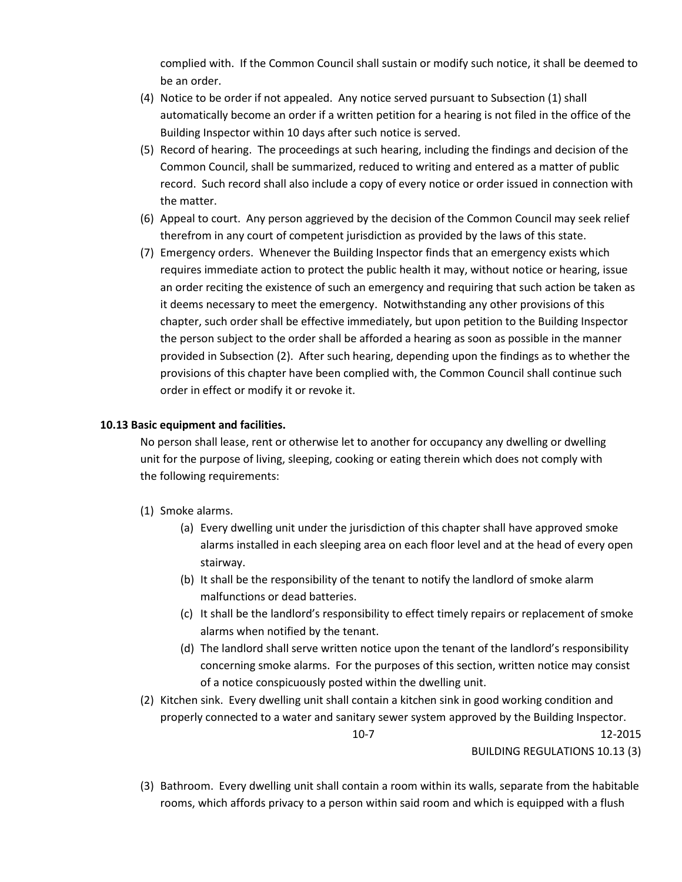complied with. If the Common Council shall sustain or modify such notice, it shall be deemed to be an order.

(4) Notice to be order if not appealed. Any notice served pursuant to Subsection (1) shall automatically become an order if a written petition for a hearing is not filed in the office of the Building Inspector within 10 days after such notice is served.

(5) Record of hearing. The proceedings at such hearing, including the findings and decision of the Common Council, shall be summarized, reduced to writing and entered as a matter of public record. Such record shall also include a copy of every notice or order issued in connection with the matter.

(6) Appeal to court. Any person aggrieved by the decision of the Common Council may seek relief therefrom in any court of competent jurisdiction as provided by the laws of this state.

(7) Emergency orders. Whenever the Building Inspector finds that an emergency exists which requires immediate action to protect the public health it may, without notice or hearing, issue an order reciting the existence of such an emergency and requiring that such action be taken as it deems necessary to meet the emergency. Notwithstanding any other provisions of this chapter, such order shall be effective immediately, but upon petition to the Building Inspector the person subject to the order shall be afforded a hearing as soon as possible in the manner provided in Subsection (2). After such hearing, depending upon the findings as to whether the provisions of this chapter have been complied with, the Common Council shall continue such order in effect or modify it or revoke it.

### 10.13 Basic equipment and facilities.

No person shall lease, rent or otherwise let to another for occupancy any dwelling or dwelling unit for the purpose of living, sleeping, cooking or eating therein which does not comply with the following requirements:

(1) Smoke alarms.

   (a) Every dwelling unit under the jurisdiction of this chapter shall have approved smoke alarms installed in each sleeping area on each floor level and at the head of every open stairway.

   (b) It shall be the responsibility of the tenant to notify the landlord of smoke alarm malfunctions or dead batteries.

   (c) It shall be the landlord's responsibility to effect timely repairs or replacement of smoke alarms when notified by the tenant.

   (d) The landlord shall serve written notice upon the tenant of the landlord's responsibility concerning smoke alarms. For the purposes of this section, written notice may consist of a notice conspicuously posted within the dwelling unit.

(2) Kitchen sink. Every dwelling unit shall contain a kitchen sink in good working condition and properly connected to a water and sanitary sewer system approved by the Building Inspector.

(3) Bathroom. Every dwelling unit shall contain a room within its walls, separate from the habitable rooms, which affords privacy to a person within said room and which is equipped with a flush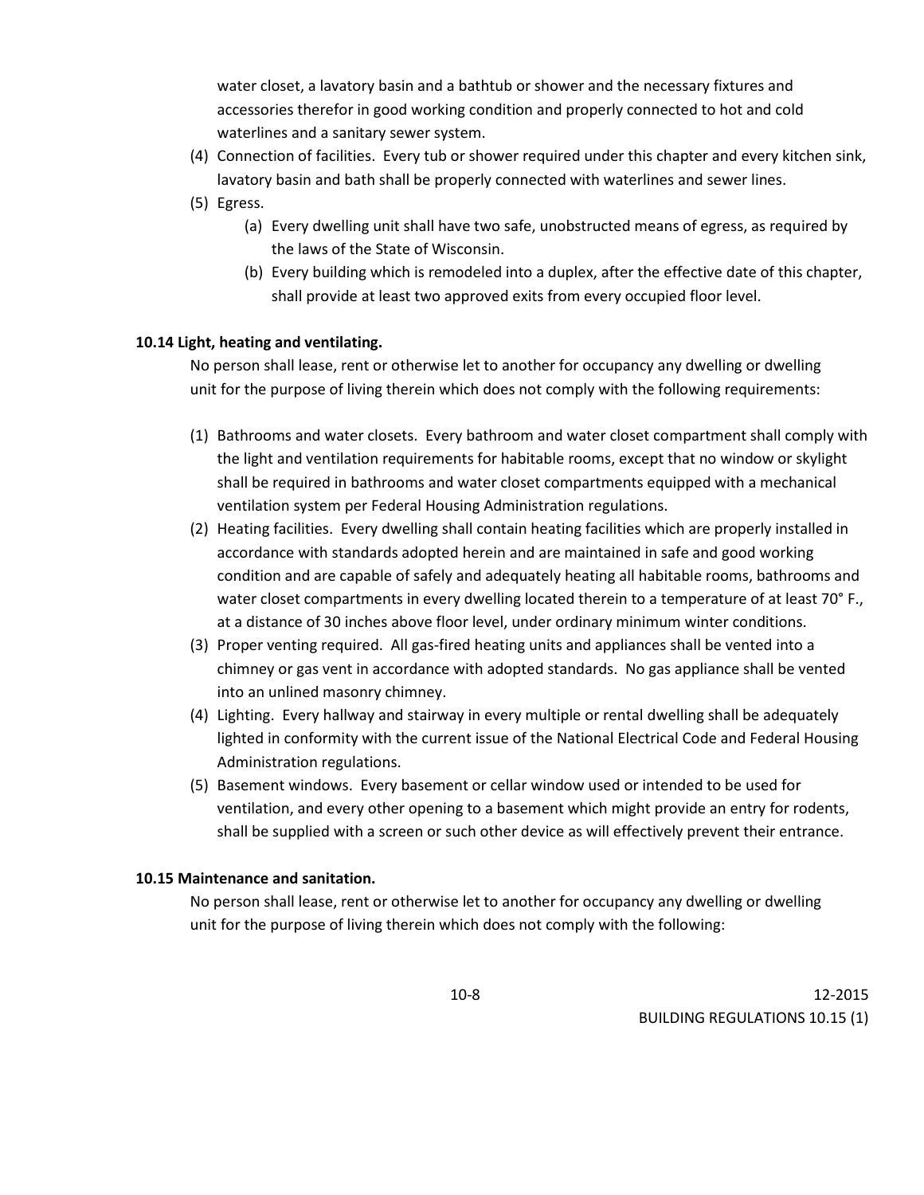water closet, a lavatory basin and a bathtub or shower and the necessary fixtures and accessories therefor in good working condition and properly connected to hot and cold waterlines and a sanitary sewer system.

(4) Connection of facilities. Every tub or shower required under this chapter and every kitchen sink, lavatory basin and bath shall be properly connected with waterlines and sewer lines.

(5) Egress.

   (a) Every dwelling unit shall have two safe, unobstructed means of egress, as required by the laws of the State of Wisconsin.

   (b) Every building which is remodeled into a duplex, after the effective date of this chapter, shall provide at least two approved exits from every occupied floor level.

**10.14 Light, heating and ventilating.**

No person shall lease, rent or otherwise let to another for occupancy any dwelling or dwelling unit for the purpose of living therein which does not comply with the following requirements:

(1) Bathrooms and water closets. Every bathroom and water closet compartment shall comply with the light and ventilation requirements for habitable rooms, except that no window or skylight shall be required in bathrooms and water closet compartments equipped with a mechanical ventilation system per Federal Housing Administration regulations.

(2) Heating facilities. Every dwelling shall contain heating facilities which are properly installed in accordance with standards adopted herein and are maintained in safe and good working condition and are capable of safely and adequately heating all habitable rooms, bathrooms and water closet compartments in every dwelling located therein to a temperature of at least 70° F., at a distance of 30 inches above floor level, under ordinary minimum winter conditions.

(3) Proper venting required. All gas-fired heating units and appliances shall be vented into a chimney or gas vent in accordance with adopted standards. No gas appliance shall be vented into an unlined masonry chimney.

(4) Lighting. Every hallway and stairway in every multiple or rental dwelling shall be adequately lighted in conformity with the current issue of the National Electrical Code and Federal Housing Administration regulations.

(5) Basement windows. Every basement or cellar window used or intended to be used for ventilation, and every other opening to a basement which might provide an entry for rodents, shall be supplied with a screen or such other device as will effectively prevent their entrance.

**10.15 Maintenance and sanitation.**

No person shall lease, rent or otherwise let to another for occupancy any dwelling or dwelling unit for the purpose of living therein which does not comply with the following: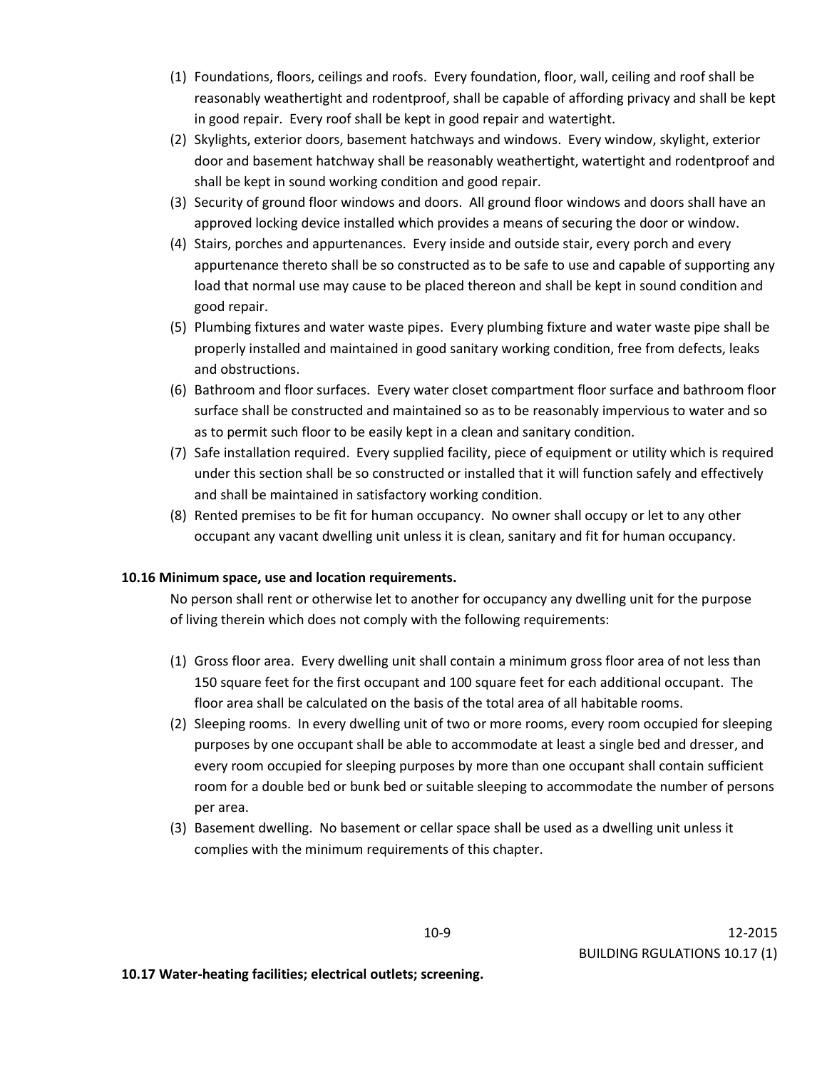(1) Foundations, floors, ceilings and roofs. Every foundation, floor, wall, ceiling and roof shall be reasonably weathertight and rodentproof, shall be capable of affording privacy and shall be kept in good repair. Every roof shall be kept in good repair and watertight.

(2) Skylights, exterior doors, basement hatchways and windows. Every window, skylight, exterior door and basement hatchway shall be reasonably weathertight, watertight and rodentproof and shall be kept in sound working condition and good repair.

(3) Security of ground floor windows and doors. All ground floor windows and doors shall have an approved locking device installed which provides a means of securing the door or window.

(4) Stairs, porches and appurtenances. Every inside and outside stair, every porch and every appurtenance thereto shall be so constructed as to be safe to use and capable of supporting any load that normal use may cause to be placed thereon and shall be kept in sound condition and good repair.

(5) Plumbing fixtures and water waste pipes. Every plumbing fixture and water waste pipe shall be properly installed and maintained in good sanitary working condition, free from defects, leaks and obstructions.

(6) Bathroom and floor surfaces. Every water closet compartment floor surface and bathroom floor surface shall be constructed and maintained so as to be reasonably impervious to water and so as to permit such floor to be easily kept in a clean and sanitary condition.

(7) Safe installation required. Every supplied facility, piece of equipment or utility which is required under this section shall be so constructed or installed that it will function safely and effectively and shall be maintained in satisfactory working condition.

(8) Rented premises to be fit for human occupancy. No owner shall occupy or let to any other occupant any vacant dwelling unit unless it is clean, sanitary and fit for human occupancy.

**10.16 Minimum space, use and location requirements.**

No person shall rent or otherwise let to another for occupancy any dwelling unit for the purpose of living therein which does not comply with the following requirements:

(1) Gross floor area. Every dwelling unit shall contain a minimum gross floor area of not less than 150 square feet for the first occupant and 100 square feet for each additional occupant. The floor area shall be calculated on the basis of the total area of all habitable rooms.

(2) Sleeping rooms. In every dwelling unit of two or more rooms, every room occupied for sleeping purposes by one occupant shall be able to accommodate at least a single bed and dresser, and every room occupied for sleeping purposes by more than one occupant shall contain sufficient room for a double bed or bunk bed or suitable sleeping to accommodate the number of persons per area.

(3) Basement dwelling. No basement or cellar space shall be used as a dwelling unit unless it complies with the minimum requirements of this chapter.

**10.17 Water-heating facilities; electrical outlets; screening.**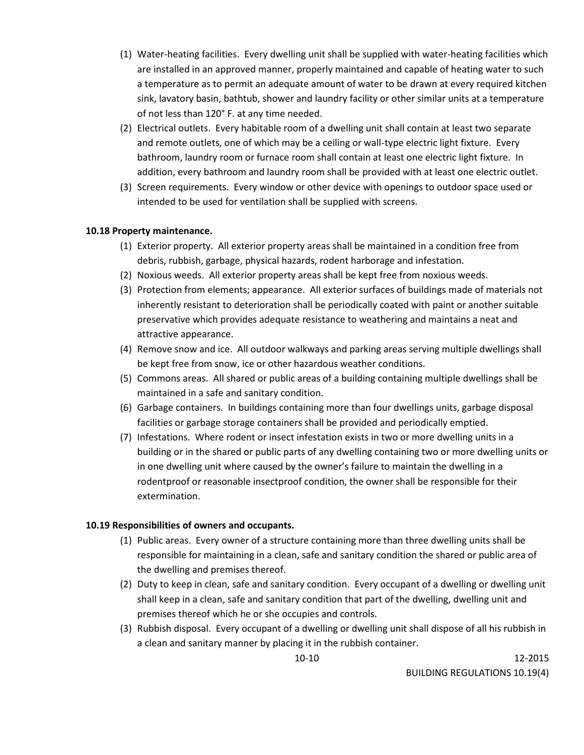(1) Water-heating facilities. Every dwelling unit shall be supplied with water-heating facilities which are installed in an approved manner, properly maintained and capable of heating water to such a temperature as to permit an adequate amount of water to be drawn at every required kitchen sink, lavatory basin, bathtub, shower and laundry facility or other similar units at a temperature of not less than 120° F. at any time needed.

(2) Electrical outlets. Every habitable room of a dwelling unit shall contain at least two separate and remote outlets, one of which may be a ceiling or wall-type electric light fixture. Every bathroom, laundry room or furnace room shall contain at least one electric light fixture. In addition, every bathroom and laundry room shall be provided with at least one electric outlet.

(3) Screen requirements. Every window or other device with openings to outdoor space used or intended to be used for ventilation shall be supplied with screens.

**10.18 Property maintenance.**

(1) Exterior property. All exterior property areas shall be maintained in a condition free from debris, rubbish, garbage, physical hazards, rodent harborage and infestation.

(2) Noxious weeds. All exterior property areas shall be kept free from noxious weeds.

(3) Protection from elements; appearance. All exterior surfaces of buildings made of materials not inherently resistant to deterioration shall be periodically coated with paint or another suitable preservative which provides adequate resistance to weathering and maintains a neat and attractive appearance.

(4) Remove snow and ice. All outdoor walkways and parking areas serving multiple dwellings shall be kept free from snow, ice or other hazardous weather conditions.

(5) Commons areas. All shared or public areas of a building containing multiple dwellings shall be maintained in a safe and sanitary condition.

(6) Garbage containers. In buildings containing more than four dwellings units, garbage disposal facilities or garbage storage containers shall be provided and periodically emptied.

(7) Infestations. Where rodent or insect infestation exists in two or more dwelling units in a building or in the shared or public parts of any dwelling containing two or more dwelling units or in one dwelling unit where caused by the owner's failure to maintain the dwelling in a rodentproof or reasonable insectproof condition, the owner shall be responsible for their extermination.

**10.19 Responsibilities of owners and occupants.**

(1) Public areas. Every owner of a structure containing more than three dwelling units shall be responsible for maintaining in a clean, safe and sanitary condition the shared or public area of the dwelling and premises thereof.

(2) Duty to keep in clean, safe and sanitary condition. Every occupant of a dwelling or dwelling unit shall keep in a clean, safe and sanitary condition that part of the dwelling, dwelling unit and premises thereof which he or she occupies and controls.

(3) Rubbish disposal. Every occupant of a dwelling or dwelling unit shall dispose of all his rubbish in a clean and sanitary manner by placing it in the rubbish container.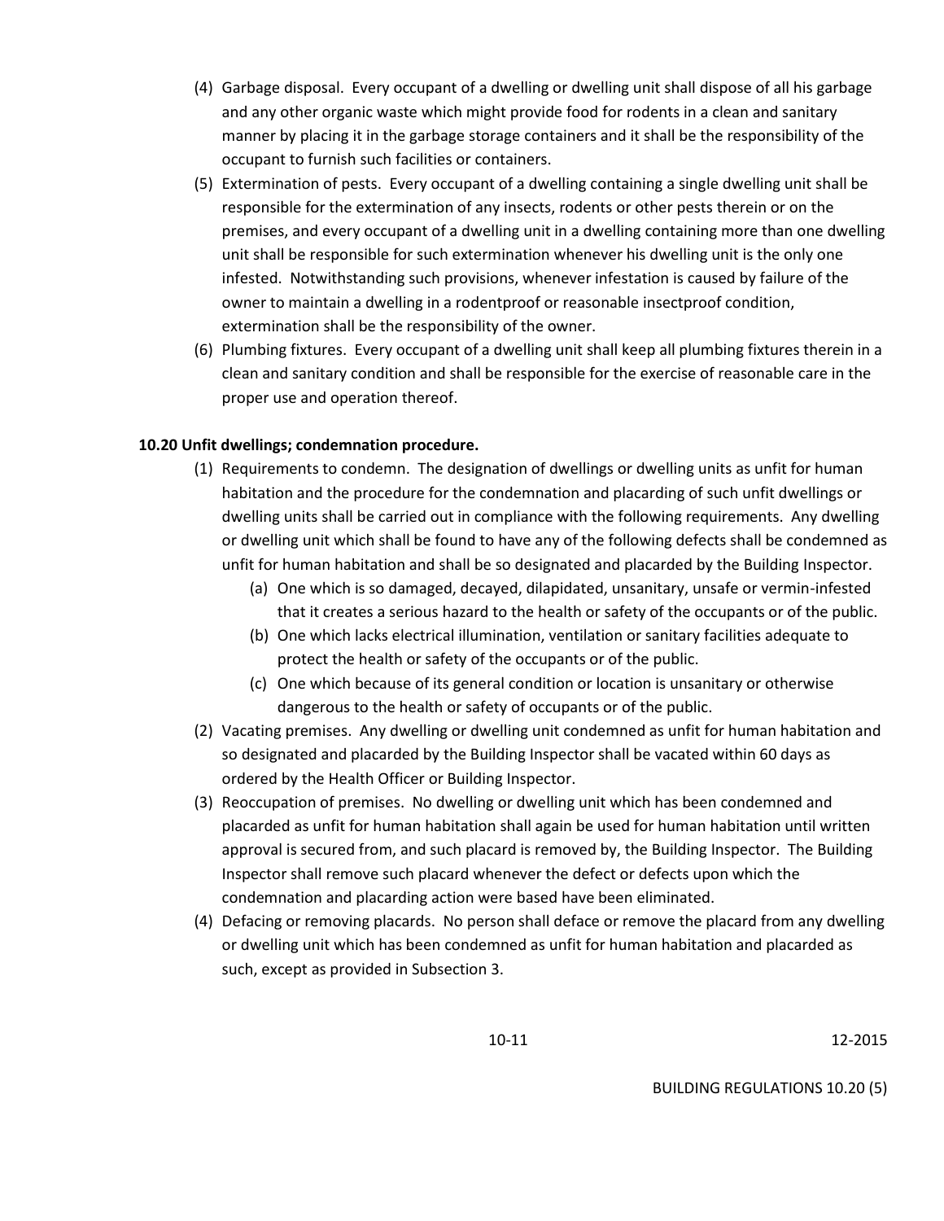(4) Garbage disposal. Every occupant of a dwelling or dwelling unit shall dispose of all his garbage and any other organic waste which might provide food for rodents in a clean and sanitary manner by placing it in the garbage storage containers and it shall be the responsibility of the occupant to furnish such facilities or containers.

(5) Extermination of pests. Every occupant of a dwelling containing a single dwelling unit shall be responsible for the extermination of any insects, rodents or other pests therein or on the premises, and every occupant of a dwelling unit in a dwelling containing more than one dwelling unit shall be responsible for such extermination whenever his dwelling unit is the only one infested. Notwithstanding such provisions, whenever infestation is caused by failure of the owner to maintain a dwelling in a rodentproof or reasonable insectproof condition, extermination shall be the responsibility of the owner.

(6) Plumbing fixtures. Every occupant of a dwelling unit shall keep all plumbing fixtures therein in a clean and sanitary condition and shall be responsible for the exercise of reasonable care in the proper use and operation thereof.

**10.20 Unfit dwellings; condemnation procedure.**

(1) Requirements to condemn. The designation of dwellings or dwelling units as unfit for human habitation and the procedure for the condemnation and placarding of such unfit dwellings or dwelling units shall be carried out in compliance with the following requirements. Any dwelling or dwelling unit which shall be found to have any of the following defects shall be condemned as unfit for human habitation and shall be so designated and placarded by the Building Inspector.

   (a) One which is so damaged, decayed, dilapidated, unsanitary, unsafe or vermin-infested that it creates a serious hazard to the health or safety of the occupants or of the public.

   (b) One which lacks electrical illumination, ventilation or sanitary facilities adequate to protect the health or safety of the occupants or of the public.

   (c) One which because of its general condition or location is unsanitary or otherwise dangerous to the health or safety of occupants or of the public.

(2) Vacating premises. Any dwelling or dwelling unit condemned as unfit for human habitation and so designated and placarded by the Building Inspector shall be vacated within 60 days as ordered by the Health Officer or Building Inspector.

(3) Reoccupation of premises. No dwelling or dwelling unit which has been condemned and placarded as unfit for human habitation shall again be used for human habitation until written approval is secured from, and such placard is removed by, the Building Inspector. The Building Inspector shall remove such placard whenever the defect or defects upon which the condemnation and placarding action were based have been eliminated.

(4) Defacing or removing placards. No person shall deface or remove the placard from any dwelling or dwelling unit which has been condemned as unfit for human habitation and placarded as such, except as provided in Subsection 3.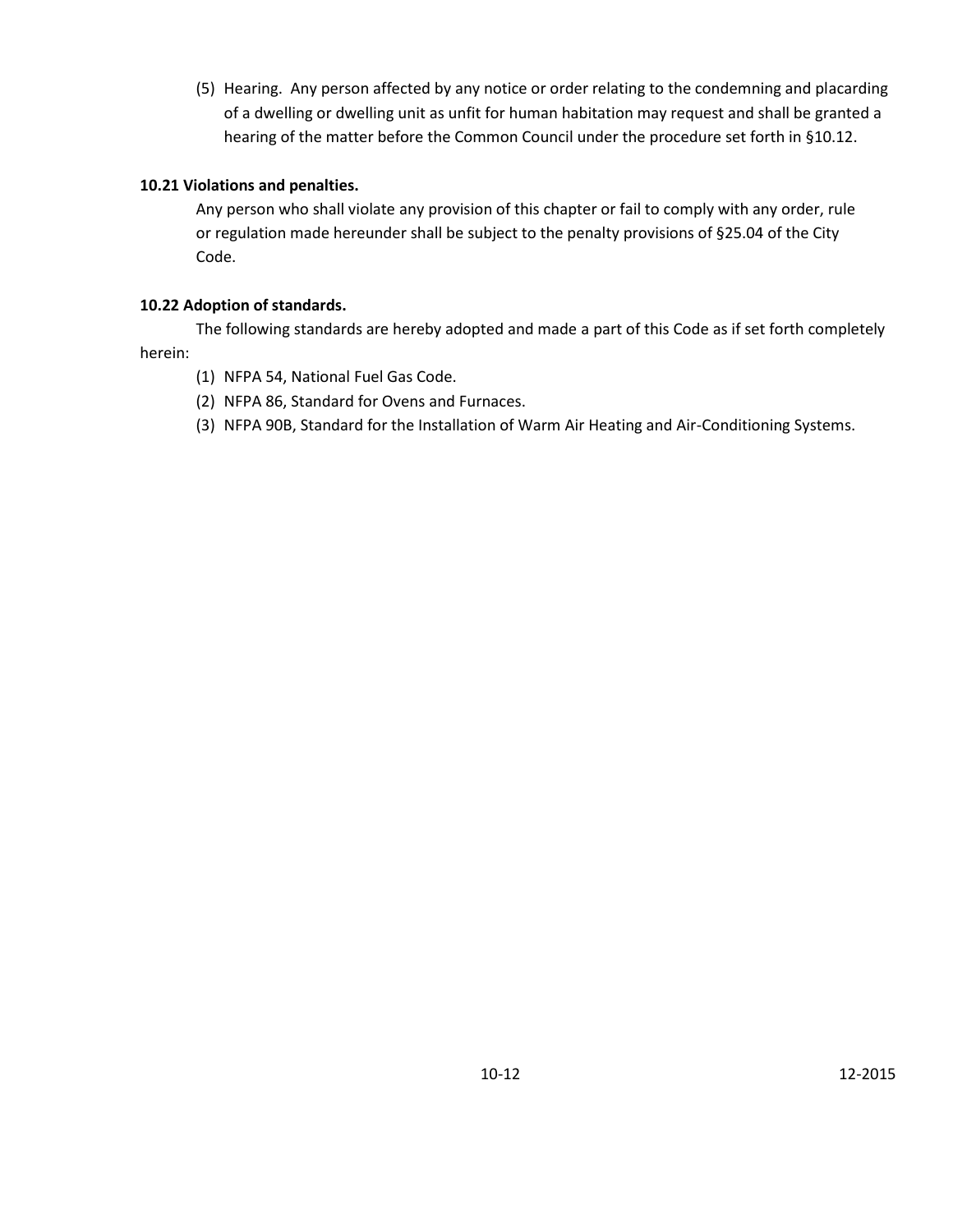(5) Hearing. Any person affected by any notice or order relating to the condemning and placarding of a dwelling or dwelling unit as unfit for human habitation may request and shall be granted a hearing of the matter before the Common Council under the procedure set forth in §10.12.

**10.21 Violations and penalties.**

Any person who shall violate any provision of this chapter or fail to comply with any order, rule or regulation made hereunder shall be subject to the penalty provisions of §25.04 of the City Code.

**10.22 Adoption of standards.**

The following standards are hereby adopted and made a part of this Code as if set forth completely herein:

(1) NFPA 54, National Fuel Gas Code.

(2) NFPA 86, Standard for Ovens and Furnaces.

(3) NFPA 90B, Standard for the Installation of Warm Air Heating and Air-Conditioning Systems.